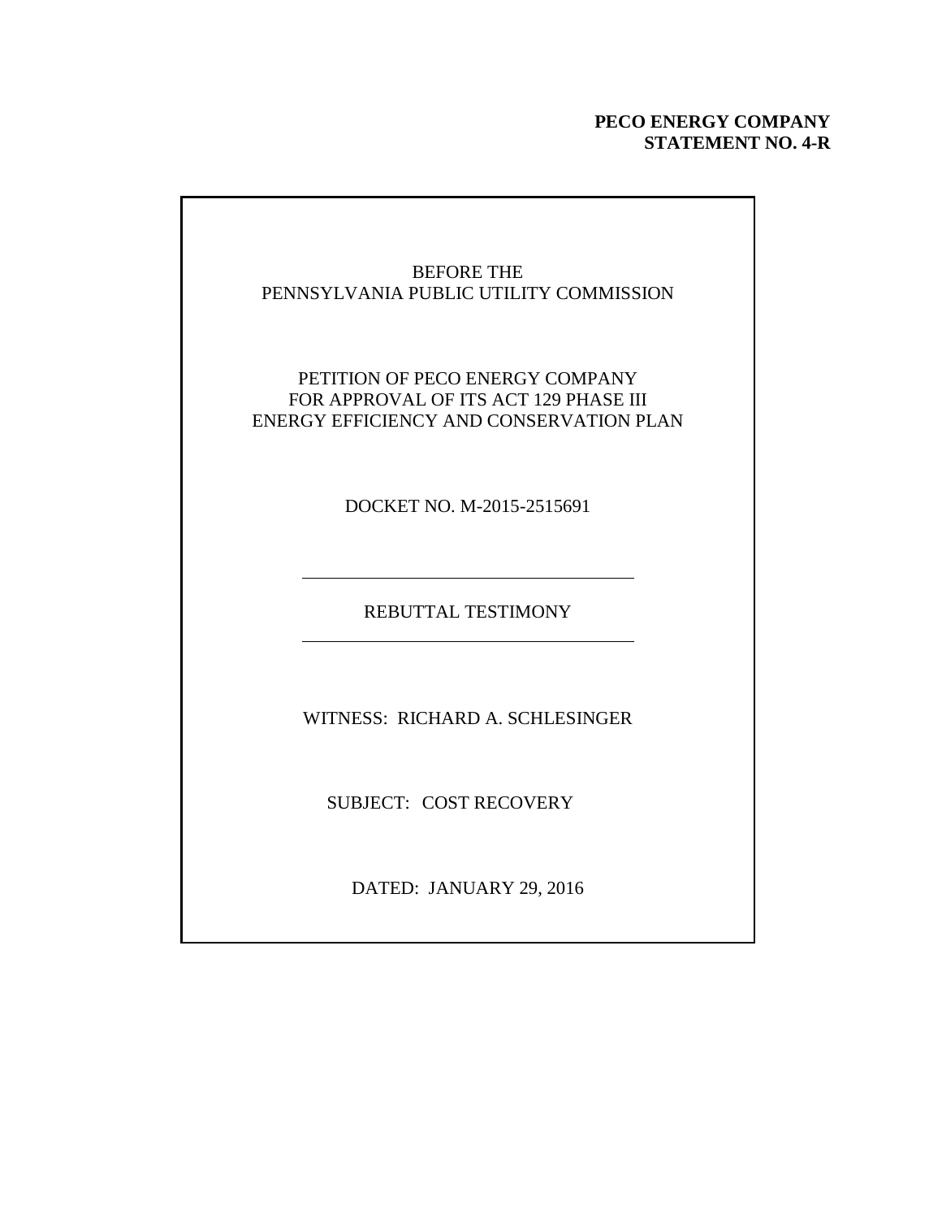**PECO ENERGY COMPANY**
**STATEMENT NO. 4-R**

BEFORE THE
PENNSYLVANIA PUBLIC UTILITY COMMISSION

PETITION OF PECO ENERGY COMPANY
FOR APPROVAL OF ITS ACT 129 PHASE III
ENERGY EFFICIENCY AND CONSERVATION PLAN

DOCKET NO. M-2015-2515691

---

REBUTTAL TESTIMONY

---

WITNESS: RICHARD A. SCHLESINGER

SUBJECT: COST RECOVERY

DATED: JANUARY 29, 2016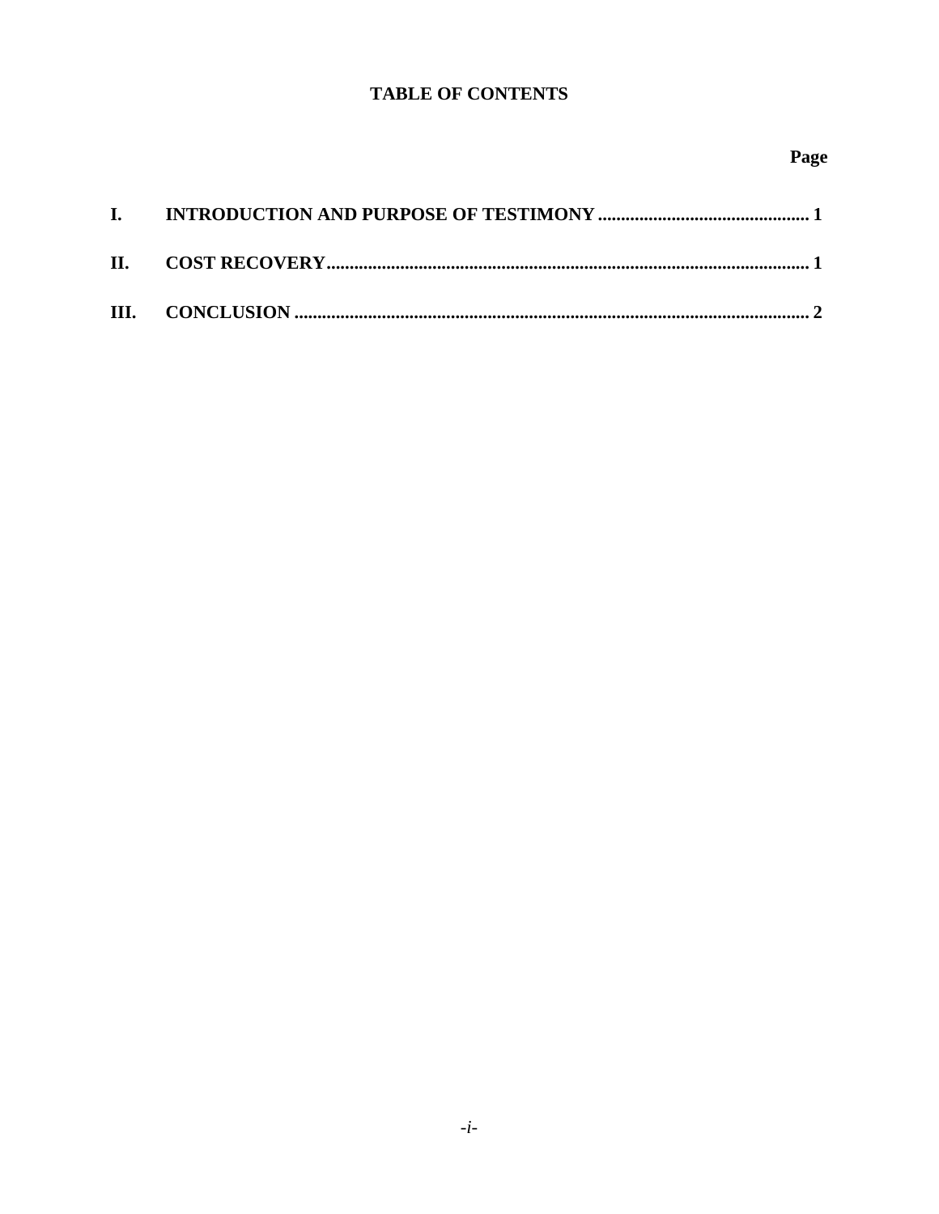# TABLE OF CONTENTS

| | | Page |
|---|---|---|
| I. | INTRODUCTION AND PURPOSE OF TESTIMONY | 1 |
| II. | COST RECOVERY | 1 |
| III. | CONCLUSION | 2 |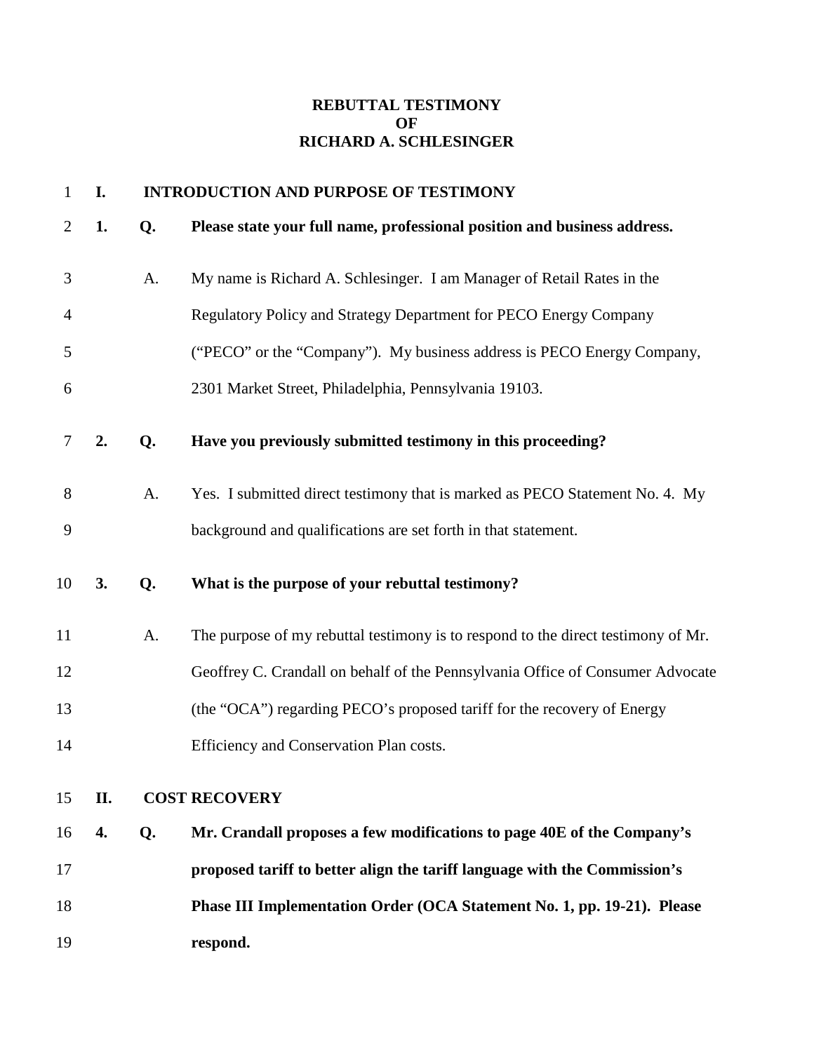**REBUTTAL TESTIMONY**
**OF**
**RICHARD A. SCHLESINGER**

## I. INTRODUCTION AND PURPOSE OF TESTIMONY

**1. Q. Please state your full name, professional position and business address.**

A. My name is Richard A. Schlesinger. I am Manager of Retail Rates in the Regulatory Policy and Strategy Department for PECO Energy Company ("PECO" or the "Company"). My business address is PECO Energy Company, 2301 Market Street, Philadelphia, Pennsylvania 19103.

**2. Q. Have you previously submitted testimony in this proceeding?**

A. Yes. I submitted direct testimony that is marked as PECO Statement No. 4. My background and qualifications are set forth in that statement.

**3. Q. What is the purpose of your rebuttal testimony?**

A. The purpose of my rebuttal testimony is to respond to the direct testimony of Mr. Geoffrey C. Crandall on behalf of the Pennsylvania Office of Consumer Advocate (the "OCA") regarding PECO's proposed tariff for the recovery of Energy Efficiency and Conservation Plan costs.

## II. COST RECOVERY

**4. Q. Mr. Crandall proposes a few modifications to page 40E of the Company's proposed tariff to better align the tariff language with the Commission's Phase III Implementation Order (OCA Statement No. 1, pp. 19-21). Please respond.**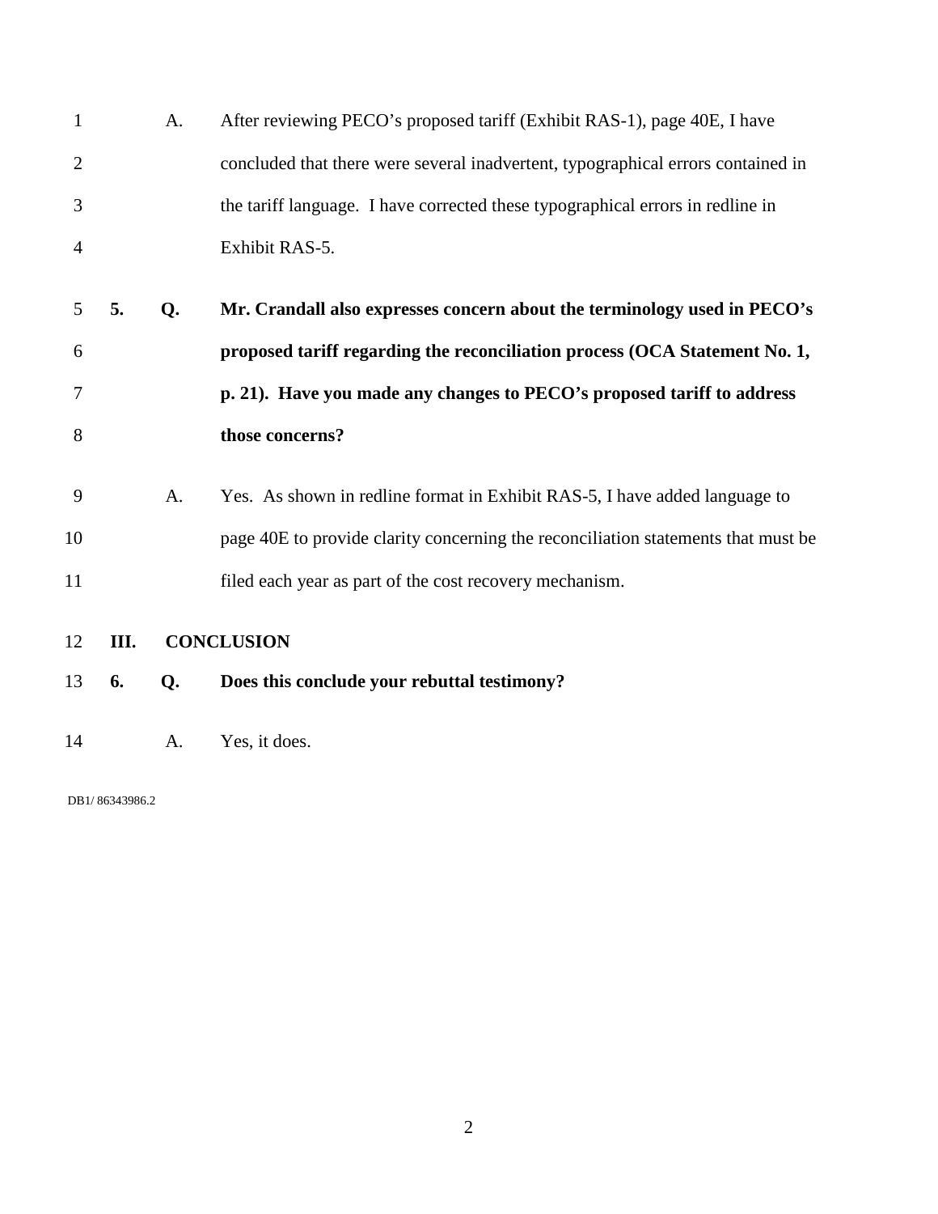A. After reviewing PECO's proposed tariff (Exhibit RAS-1), page 40E, I have concluded that there were several inadvertent, typographical errors contained in the tariff language. I have corrected these typographical errors in redline in Exhibit RAS-5.

**5. Q. Mr. Crandall also expresses concern about the terminology used in PECO's proposed tariff regarding the reconciliation process (OCA Statement No. 1, p. 21). Have you made any changes to PECO's proposed tariff to address those concerns?**

A. Yes. As shown in redline format in Exhibit RAS-5, I have added language to page 40E to provide clarity concerning the reconciliation statements that must be filed each year as part of the cost recovery mechanism.

## III. CONCLUSION

**6. Q. Does this conclude your rebuttal testimony?**

A. Yes, it does.

DB1/ 86343986.2